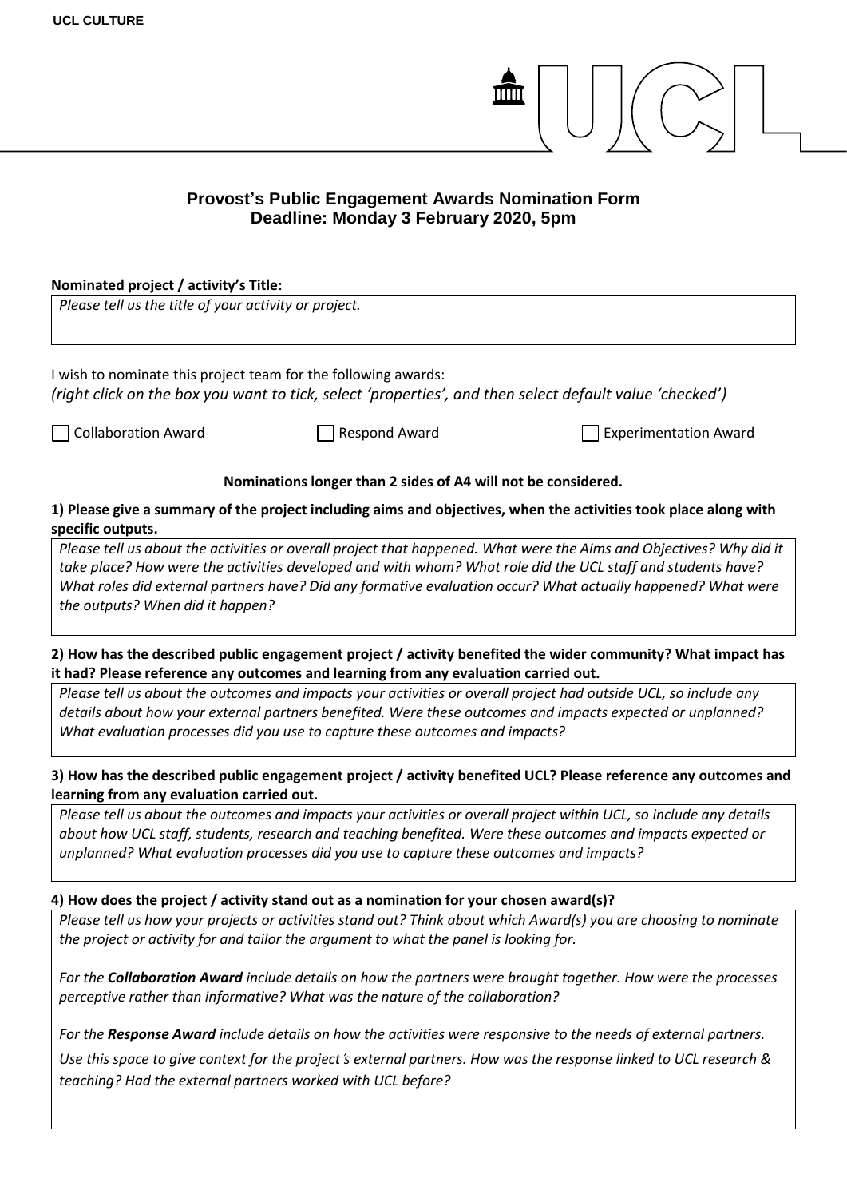UCL CULTURE

## Provost's Public Engagement Awards Nomination Form
### Deadline: Monday 3 February 2020, 5pm

**Nominated project / activity's Title:**

*Please tell us the title of your activity or project.*

I wish to nominate this project team for the following awards:
*(right click on the box you want to tick, select 'properties', and then select default value 'checked')*

☐ Collaboration Award ☐ Respond Award ☐ Experimentation Award

**Nominations longer than 2 sides of A4 will not be considered.**

**1) Please give a summary of the project including aims and objectives, when the activities took place along with specific outputs.**

*Please tell us about the activities or overall project that happened. What were the Aims and Objectives? Why did it take place? How were the activities developed and with whom? What role did the UCL staff and students have? What roles did external partners have? Did any formative evaluation occur? What actually happened? What were the outputs? When did it happen?*

**2) How has the described public engagement project / activity benefited the wider community? What impact has it had? Please reference any outcomes and learning from any evaluation carried out.**

*Please tell us about the outcomes and impacts your activities or overall project had outside UCL, so include any details about how your external partners benefited. Were these outcomes and impacts expected or unplanned? What evaluation processes did you use to capture these outcomes and impacts?*

**3) How has the described public engagement project / activity benefited UCL? Please reference any outcomes and learning from any evaluation carried out.**

*Please tell us about the outcomes and impacts your activities or overall project within UCL, so include any details about how UCL staff, students, research and teaching benefited. Were these outcomes and impacts expected or unplanned? What evaluation processes did you use to capture these outcomes and impacts?*

**4) How does the project / activity stand out as a nomination for your chosen award(s)?**

*Please tell us how your projects or activities stand out? Think about which Award(s) you are choosing to nominate the project or activity for and tailor the argument to what the panel is looking for.*

*For the **Collaboration Award** include details on how the partners were brought together. How were the processes perceptive rather than informative? What was the nature of the collaboration?*

*For the **Response Award** include details on how the activities were responsive to the needs of external partners. Use this space to give context for the project's external partners. How was the response linked to UCL research & teaching? Had the external partners worked with UCL before?*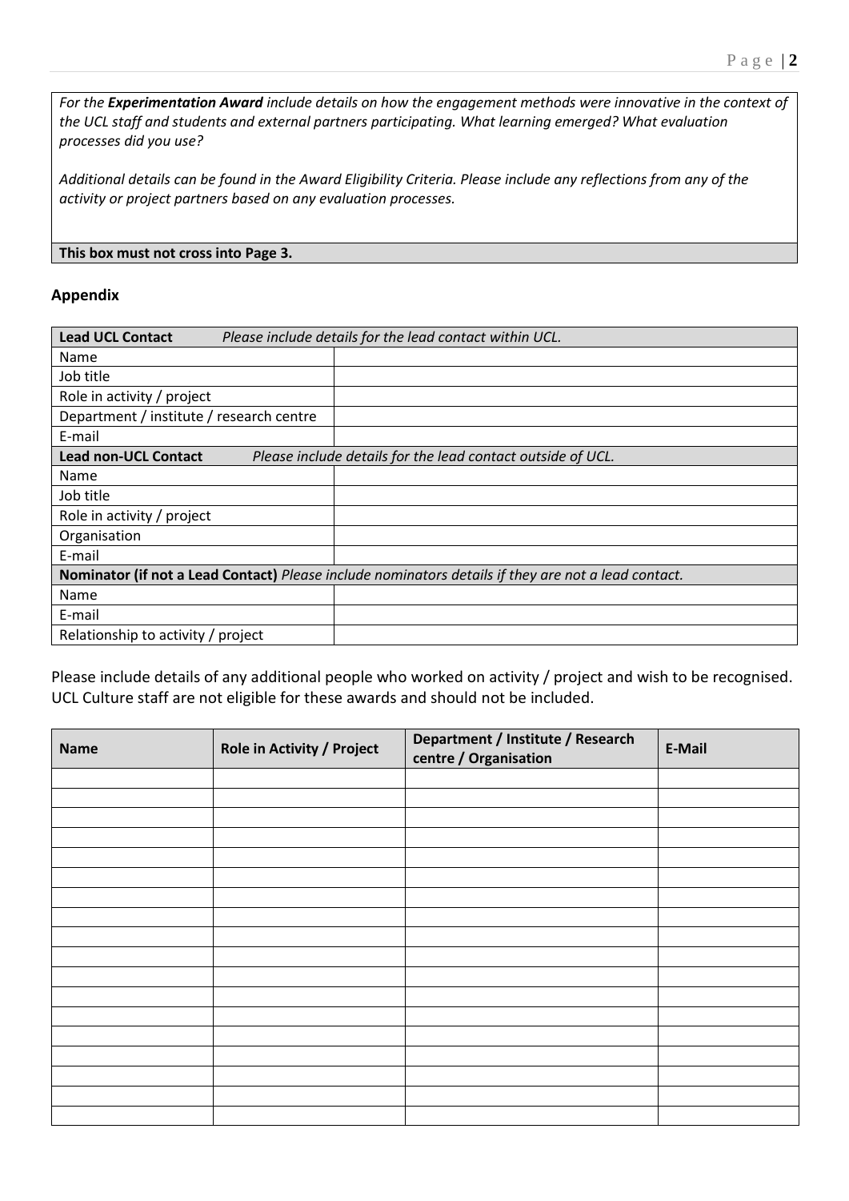*For the **Experimentation Award** include details on how the engagement methods were innovative in the context of the UCL staff and students and external partners participating. What learning emerged? What evaluation processes did you use?*

*Additional details can be found in the Award Eligibility Criteria. Please include any reflections from any of the activity or project partners based on any evaluation processes.*

**This box must not cross into Page 3.**

**Appendix**

| **Lead UCL Contact** *Please include details for the lead contact within UCL.* | |
|---|---|
| Name | |
| Job title | |
| Role in activity / project | |
| Department / institute / research centre | |
| E-mail | |
| **Lead non-UCL Contact** *Please include details for the lead contact outside of UCL.* | |
| Name | |
| Job title | |
| Role in activity / project | |
| Organisation | |
| E-mail | |
| **Nominator (if not a Lead Contact)** *Please include nominators details if they are not a lead contact.* | |
| Name | |
| E-mail | |
| Relationship to activity / project | |

Please include details of any additional people who worked on activity / project and wish to be recognised. UCL Culture staff are not eligible for these awards and should not be included.

| **Name** | **Role in Activity / Project** | **Department / Institute / Research centre / Organisation** | **E-Mail** |
|---|---|---|---|
| | | | |
| | | | |
| | | | |
| | | | |
| | | | |
| | | | |
| | | | |
| | | | |
| | | | |
| | | | |
| | | | |
| | | | |
| | | | |
| | | | |
| | | | |
| | | | |
| | | | |
| | | | |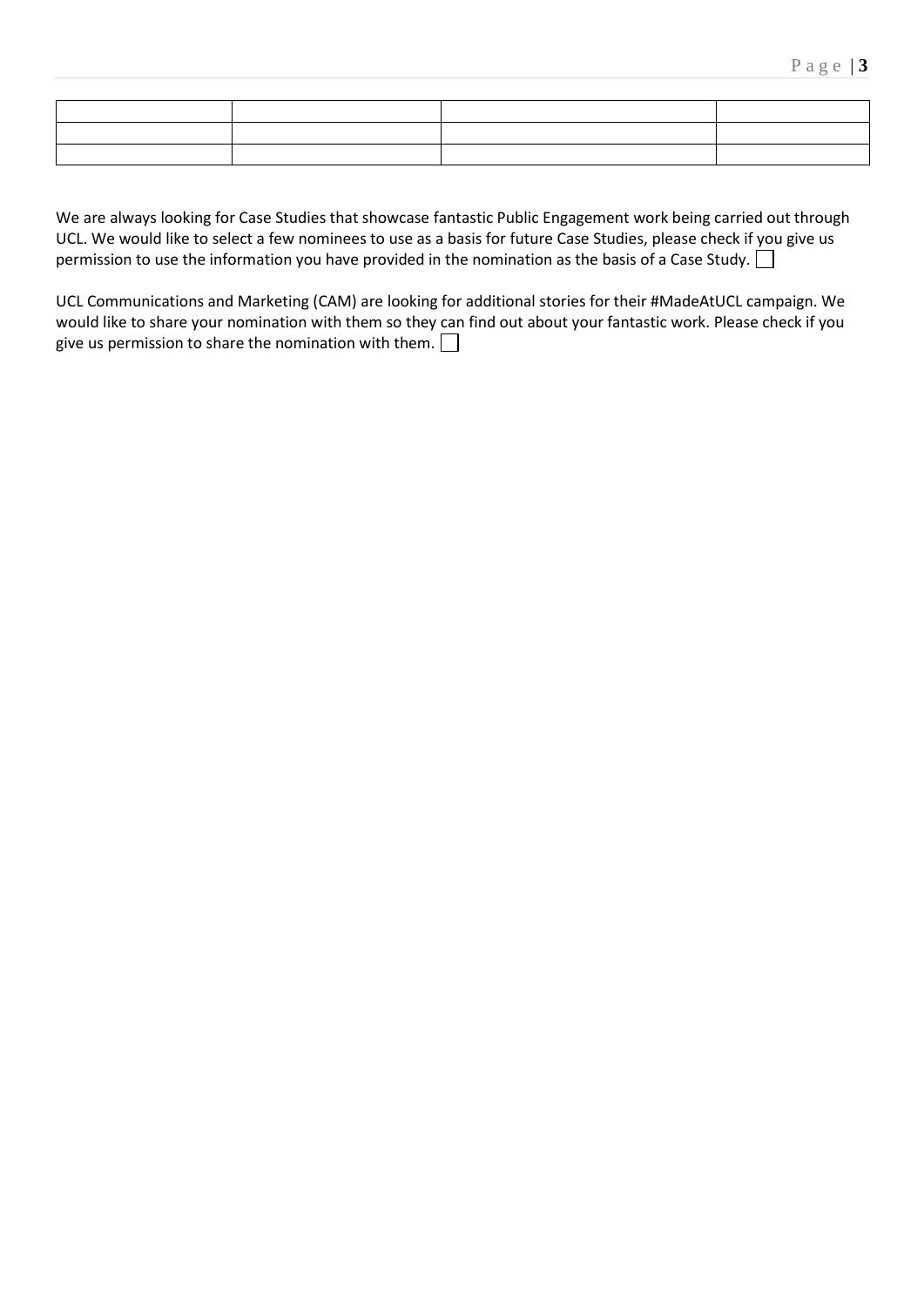| | | | |
|---|---|---|---|
| | | | |
| | | | |
| | | | |

We are always looking for Case Studies that showcase fantastic Public Engagement work being carried out through UCL. We would like to select a few nominees to use as a basis for future Case Studies, please check if you give us permission to use the information you have provided in the nomination as the basis of a Case Study. ☐

UCL Communications and Marketing (CAM) are looking for additional stories for their #MadeAtUCL campaign. We would like to share your nomination with them so they can find out about your fantastic work. Please check if you give us permission to share the nomination with them. ☐